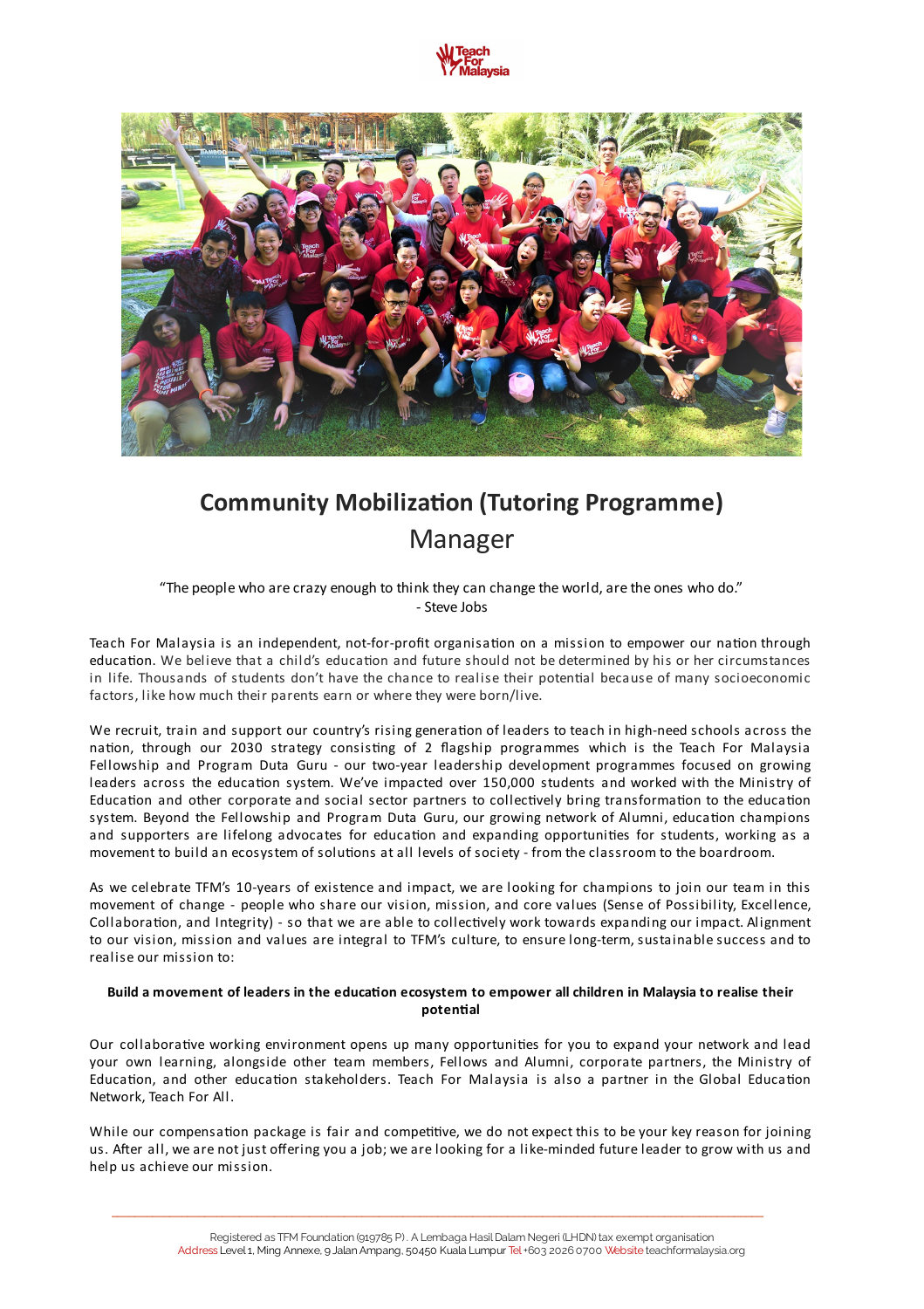# Community Mobilization (Tutoring Programme) Manager

"The people who are crazy enough to think they can change the world, are the ones who do."
- Steve Jobs

Teach For Malaysia is an independent, not-for-profit organisation on a mission to empower our nation through education. We believe that a child's education and future should not be determined by his or her circumstances in life. Thousands of students don't have the chance to realise their potential because of many socioeconomic factors, like how much their parents earn or where they were born/live.

We recruit, train and support our country's rising generation of leaders to teach in high-need schools across the nation, through our 2030 strategy consisting of 2 flagship programmes which is the Teach For Malaysia Fellowship and Program Duta Guru - our two-year leadership development programmes focused on growing leaders across the education system. We've impacted over 150,000 students and worked with the Ministry of Education and other corporate and social sector partners to collectively bring transformation to the education system. Beyond the Fellowship and Program Duta Guru, our growing network of Alumni, education champions and supporters are lifelong advocates for education and expanding opportunities for students, working as a movement to build an ecosystem of solutions at all levels of society - from the classroom to the boardroom.

As we celebrate TFM's 10-years of existence and impact, we are looking for champions to join our team in this movement of change - people who share our vision, mission, and core values (Sense of Possibility, Excellence, Collaboration, and Integrity) - so that we are able to collectively work towards expanding our impact. Alignment to our vision, mission and values are integral to TFM's culture, to ensure long-term, sustainable success and to realise our mission to:

**Build a movement of leaders in the education ecosystem to empower all children in Malaysia to realise their potential**

Our collaborative working environment opens up many opportunities for you to expand your network and lead your own learning, alongside other team members, Fellows and Alumni, corporate partners, the Ministry of Education, and other education stakeholders. Teach For Malaysia is also a partner in the Global Education Network, Teach For All.

While our compensation package is fair and competitive, we do not expect this to be your key reason for joining us. After all, we are not just offering you a job; we are looking for a like-minded future leader to grow with us and help us achieve our mission.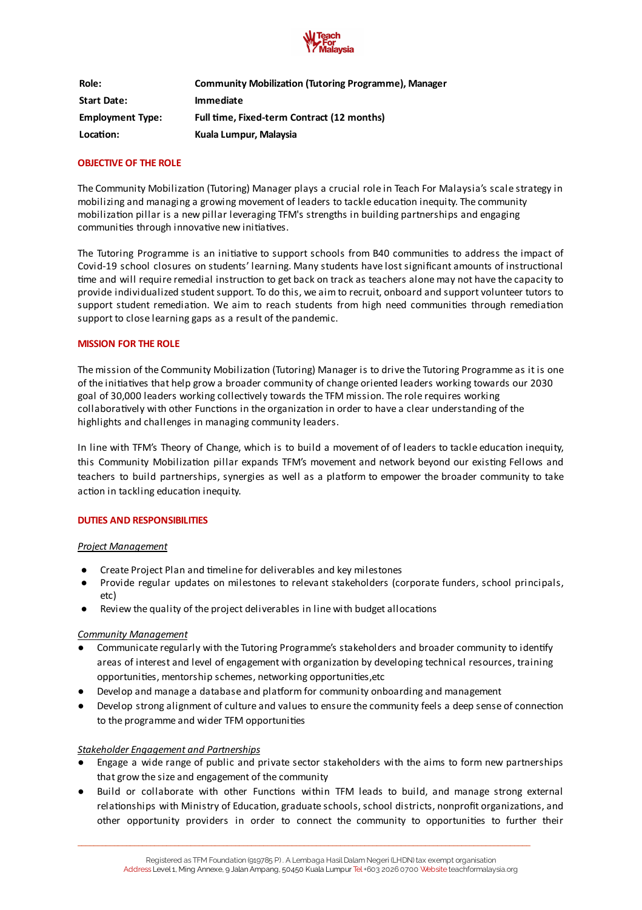| Role: | Community Mobilization (Tutoring Programme), Manager |
|---|---|
| Start Date: | Immediate |
| Employment Type: | Full time, Fixed-term Contract (12 months) |
| Location: | Kuala Lumpur, Malaysia |

## OBJECTIVE OF THE ROLE

The Community Mobilization (Tutoring) Manager plays a crucial role in Teach For Malaysia's scale strategy in mobilizing and managing a growing movement of leaders to tackle education inequity. The community mobilization pillar is a new pillar leveraging TFM's strengths in building partnerships and engaging communities through innovative new initiatives.

The Tutoring Programme is an initiative to support schools from B40 communities to address the impact of Covid-19 school closures on students' learning. Many students have lost significant amounts of instructional time and will require remedial instruction to get back on track as teachers alone may not have the capacity to provide individualized student support. To do this, we aim to recruit, onboard and support volunteer tutors to support student remediation. We aim to reach students from high need communities through remediation support to close learning gaps as a result of the pandemic.

## MISSION FOR THE ROLE

The mission of the Community Mobilization (Tutoring) Manager is to drive the Tutoring Programme as it is one of the initiatives that help grow a broader community of change oriented leaders working towards our 2030 goal of 30,000 leaders working collectively towards the TFM mission. The role requires working collaboratively with other Functions in the organization in order to have a clear understanding of the highlights and challenges in managing community leaders.

In line with TFM's Theory of Change, which is to build a movement of of leaders to tackle education inequity, this Community Mobilization pillar expands TFM's movement and network beyond our existing Fellows and teachers to build partnerships, synergies as well as a platform to empower the broader community to take action in tackling education inequity.

## DUTIES AND RESPONSIBILITIES

*Project Management*

- Create Project Plan and timeline for deliverables and key milestones
- Provide regular updates on milestones to relevant stakeholders (corporate funders, school principals, etc)
- Review the quality of the project deliverables in line with budget allocations

*Community Management*

- Communicate regularly with the Tutoring Programme's stakeholders and broader community to identify areas of interest and level of engagement with organization by developing technical resources, training opportunities, mentorship schemes, networking opportunities,etc
- Develop and manage a database and platform for community onboarding and management
- Develop strong alignment of culture and values to ensure the community feels a deep sense of connection to the programme and wider TFM opportunities

*Stakeholder Engagement and Partnerships*

- Engage a wide range of public and private sector stakeholders with the aims to form new partnerships that grow the size and engagement of the community
- Build or collaborate with other Functions within TFM leads to build, and manage strong external relationships with Ministry of Education, graduate schools, school districts, nonprofit organizations, and other opportunity providers in order to connect the community to opportunities to further their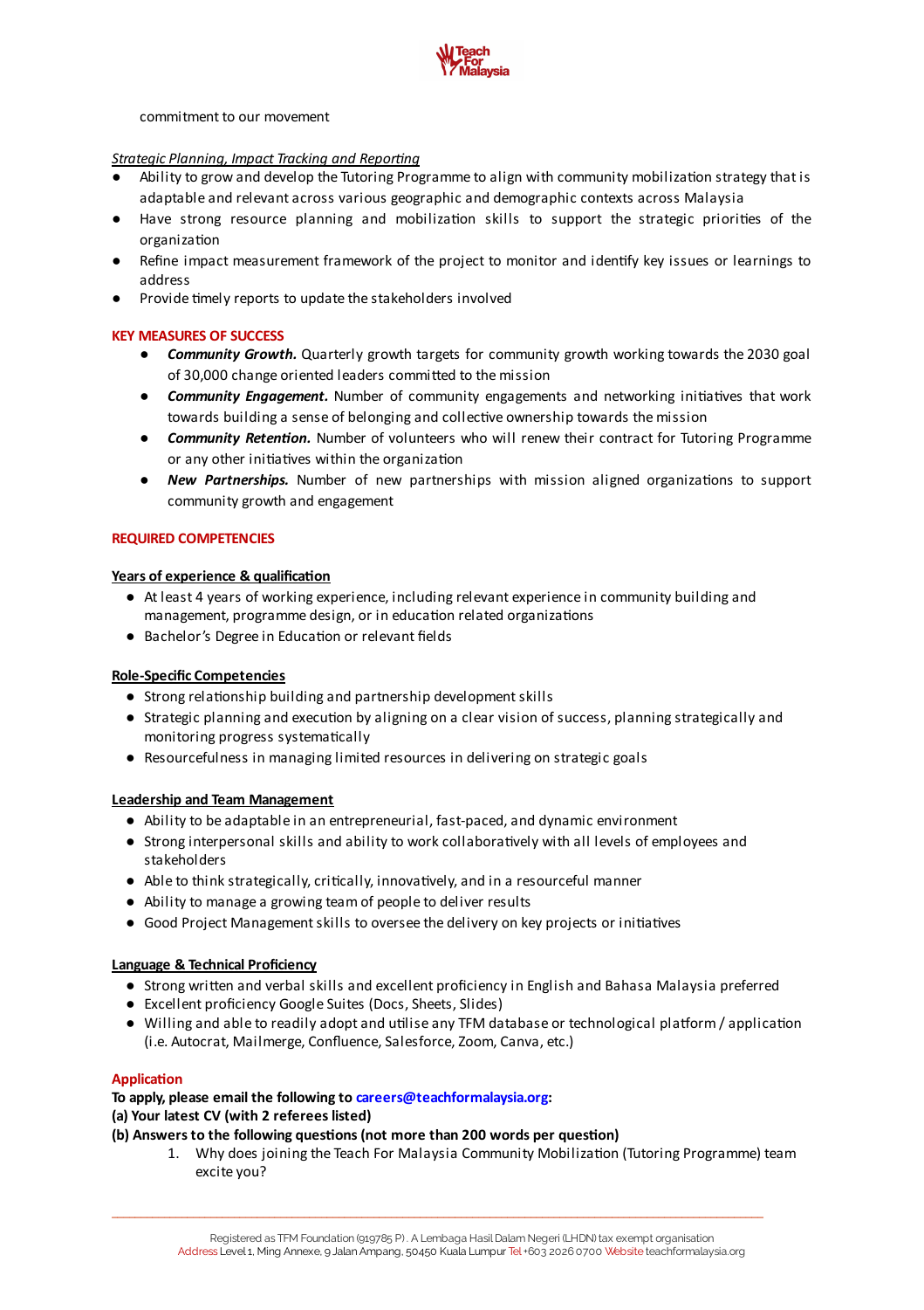commitment to our movement

*Strategic Planning, Impact Tracking and Reporting*

- Ability to grow and develop the Tutoring Programme to align with community mobilization strategy that is adaptable and relevant across various geographic and demographic contexts across Malaysia
- Have strong resource planning and mobilization skills to support the strategic priorities of the organization
- Refine impact measurement framework of the project to monitor and identify key issues or learnings to address
- Provide timely reports to update the stakeholders involved

**KEY MEASURES OF SUCCESS**

- ***Community Growth.*** Quarterly growth targets for community growth working towards the 2030 goal of 30,000 change oriented leaders committed to the mission
- ***Community Engagement.*** Number of community engagements and networking initiatives that work towards building a sense of belonging and collective ownership towards the mission
- ***Community Retention.*** Number of volunteers who will renew their contract for Tutoring Programme or any other initiatives within the organization
- ***New Partnerships.*** Number of new partnerships with mission aligned organizations to support community growth and engagement

**REQUIRED COMPETENCIES**

**Years of experience & qualification**

- At least 4 years of working experience, including relevant experience in community building and management, programme design, or in education related organizations
- Bachelor's Degree in Education or relevant fields

**Role-Specific Competencies**

- Strong relationship building and partnership development skills
- Strategic planning and execution by aligning on a clear vision of success, planning strategically and monitoring progress systematically
- Resourcefulness in managing limited resources in delivering on strategic goals

**Leadership and Team Management**

- Ability to be adaptable in an entrepreneurial, fast-paced, and dynamic environment
- Strong interpersonal skills and ability to work collaboratively with all levels of employees and stakeholders
- Able to think strategically, critically, innovatively, and in a resourceful manner
- Ability to manage a growing team of people to deliver results
- Good Project Management skills to oversee the delivery on key projects or initiatives

**Language & Technical Proficiency**

- Strong written and verbal skills and excellent proficiency in English and Bahasa Malaysia preferred
- Excellent proficiency Google Suites (Docs, Sheets, Slides)
- Willing and able to readily adopt and utilise any TFM database or technological platform / application (i.e. Autocrat, Mailmerge, Confluence, Salesforce, Zoom, Canva, etc.)

**Application**

**To apply, please email the following to careers@teachformalaysia.org:**
**(a) Your latest CV (with 2 referees listed)**
**(b) Answers to the following questions (not more than 200 words per question)**

1. Why does joining the Teach For Malaysia Community Mobilization (Tutoring Programme) team excite you?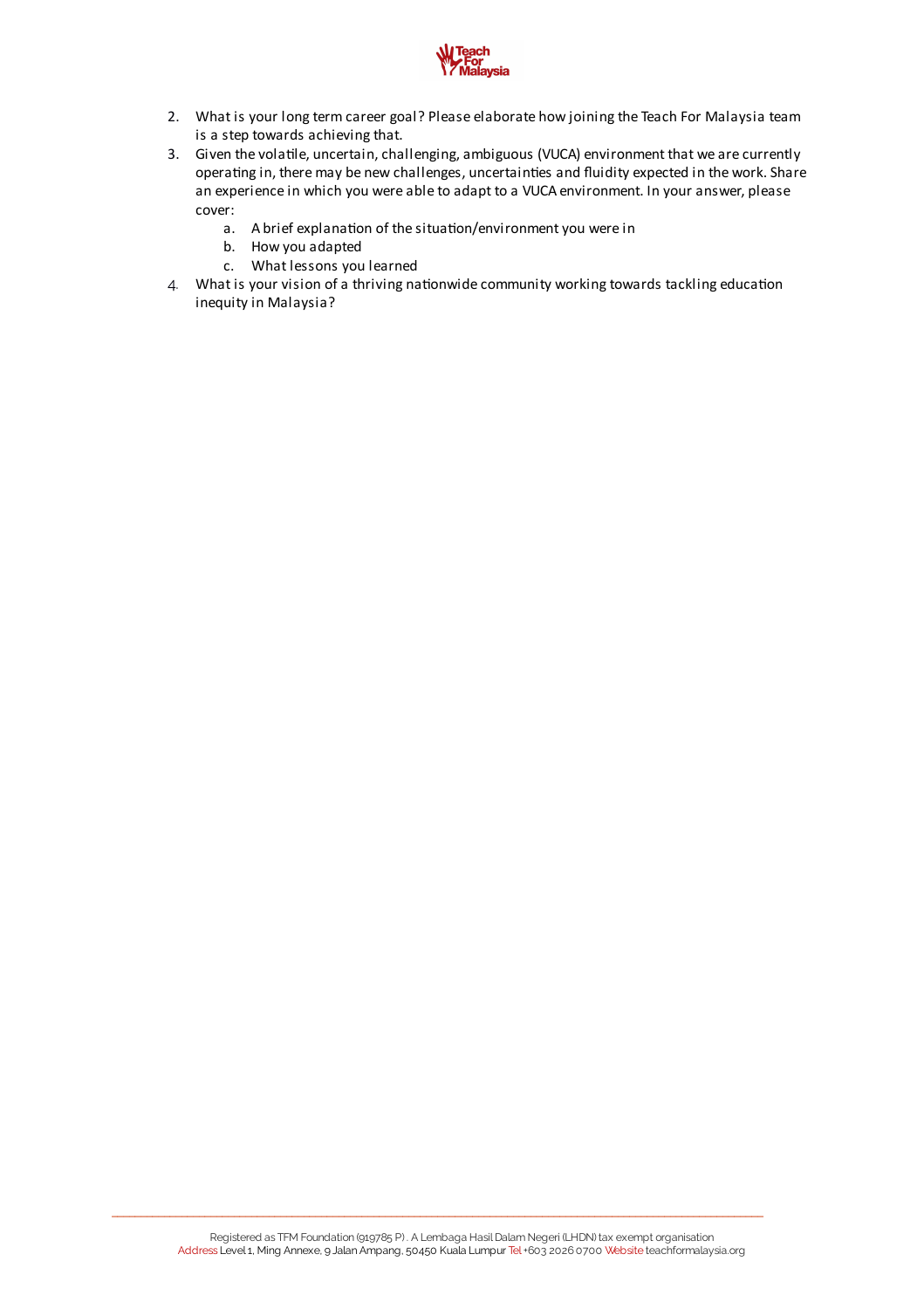2. What is your long term career goal? Please elaborate how joining the Teach For Malaysia team is a step towards achieving that.
3. Given the volatile, uncertain, challenging, ambiguous (VUCA) environment that we are currently operating in, there may be new challenges, uncertainties and fluidity expected in the work. Share an experience in which you were able to adapt to a VUCA environment. In your answer, please cover:
    a. A brief explanation of the situation/environment you were in
    b. How you adapted
    c. What lessons you learned
4. What is your vision of a thriving nationwide community working towards tackling education inequity in Malaysia?